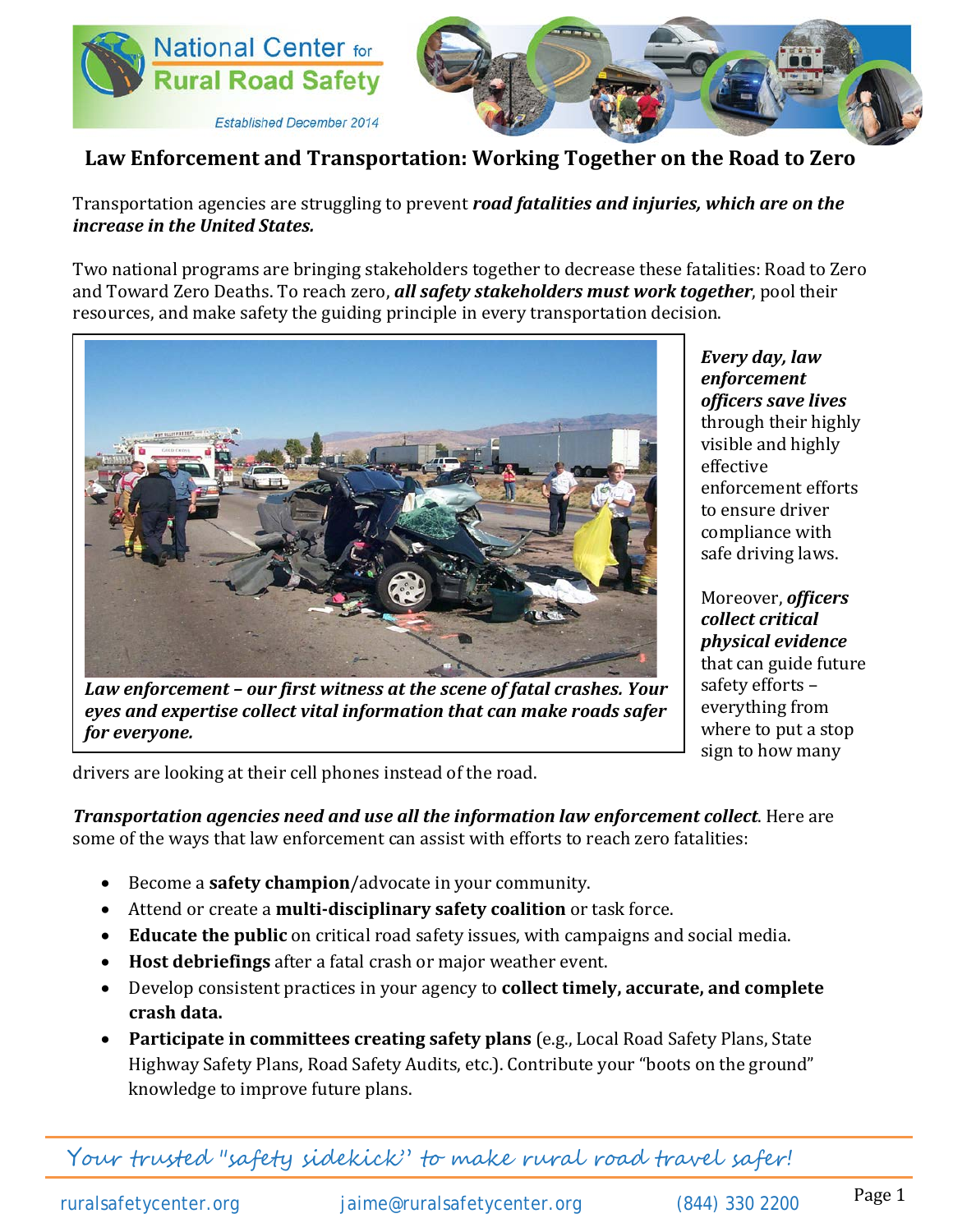National Center for Rural Road Safety

*Established December 2014*

# Law Enforcement and Transportation: Working Together on the Road to Zero

Transportation agencies are struggling to prevent ***road fatalities and injuries, which are on the increase in the United States.***

Two national programs are bringing stakeholders together to decrease these fatalities: Road to Zero and Toward Zero Deaths. To reach zero, ***all safety stakeholders must work together***, pool their resources, and make safety the guiding principle in every transportation decision.

***Law enforcement – our first witness at the scene of fatal crashes. Your eyes and expertise collect vital information that can make roads safer for everyone.***

***Every day, law enforcement officers save lives*** through their highly visible and highly effective enforcement efforts to ensure driver compliance with safe driving laws.

Moreover, ***officers collect critical physical evidence*** that can guide future safety efforts – everything from where to put a stop sign to how many drivers are looking at their cell phones instead of the road.

***Transportation agencies need and use all the information law enforcement collect***. Here are some of the ways that law enforcement can assist with efforts to reach zero fatalities:

- Become a **safety champion**/advocate in your community.
- Attend or create a **multi-disciplinary safety coalition** or task force.
- **Educate the public** on critical road safety issues, with campaigns and social media.
- **Host debriefings** after a fatal crash or major weather event.
- Develop consistent practices in your agency to **collect timely, accurate, and complete crash data.**
- **Participate in committees creating safety plans** (e.g., Local Road Safety Plans, State Highway Safety Plans, Road Safety Audits, etc.). Contribute your "boots on the ground" knowledge to improve future plans.

*Your trusted "safety sidekick" to make rural road travel safer!*

ruralsafetycenter.org | jaime@ruralsafetycenter.org | (844) 330 2200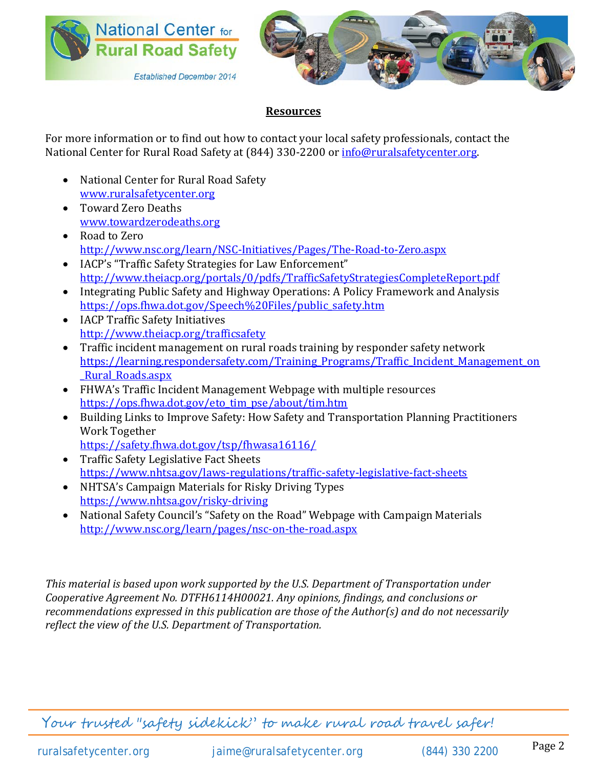## Resources

For more information or to find out how to contact your local safety professionals, contact the National Center for Rural Road Safety at (844) 330-2200 or info@ruralsafetycenter.org.

- National Center for Rural Road Safety
  www.ruralsafetycenter.org
- Toward Zero Deaths
  www.towardzerodeaths.org
- Road to Zero
  http://www.nsc.org/learn/NSC-Initiatives/Pages/The-Road-to-Zero.aspx
- IACP's "Traffic Safety Strategies for Law Enforcement"
  http://www.theiacp.org/portals/0/pdfs/TrafficSafetyStrategiesCompleteReport.pdf
- Integrating Public Safety and Highway Operations: A Policy Framework and Analysis
  https://ops.fhwa.dot.gov/Speech%20Files/public_safety.htm
- IACP Traffic Safety Initiatives
  http://www.theiacp.org/trafficsafety
- Traffic incident management on rural roads training by responder safety network
  https://learning.respondersafety.com/Training_Programs/Traffic_Incident_Management_on_Rural_Roads.aspx
- FHWA's Traffic Incident Management Webpage with multiple resources
  https://ops.fhwa.dot.gov/eto_tim_pse/about/tim.htm
- Building Links to Improve Safety: How Safety and Transportation Planning Practitioners Work Together
  https://safety.fhwa.dot.gov/tsp/fhwasa16116/
- Traffic Safety Legislative Fact Sheets
  https://www.nhtsa.gov/laws-regulations/traffic-safety-legislative-fact-sheets
- NHTSA's Campaign Materials for Risky Driving Types
  https://www.nhtsa.gov/risky-driving
- National Safety Council's "Safety on the Road" Webpage with Campaign Materials
  http://www.nsc.org/learn/pages/nsc-on-the-road.aspx

*This material is based upon work supported by the U.S. Department of Transportation under Cooperative Agreement No. DTFH6114H00021. Any opinions, findings, and conclusions or recommendations expressed in this publication are those of the Author(s) and do not necessarily reflect the view of the U.S. Department of Transportation.*